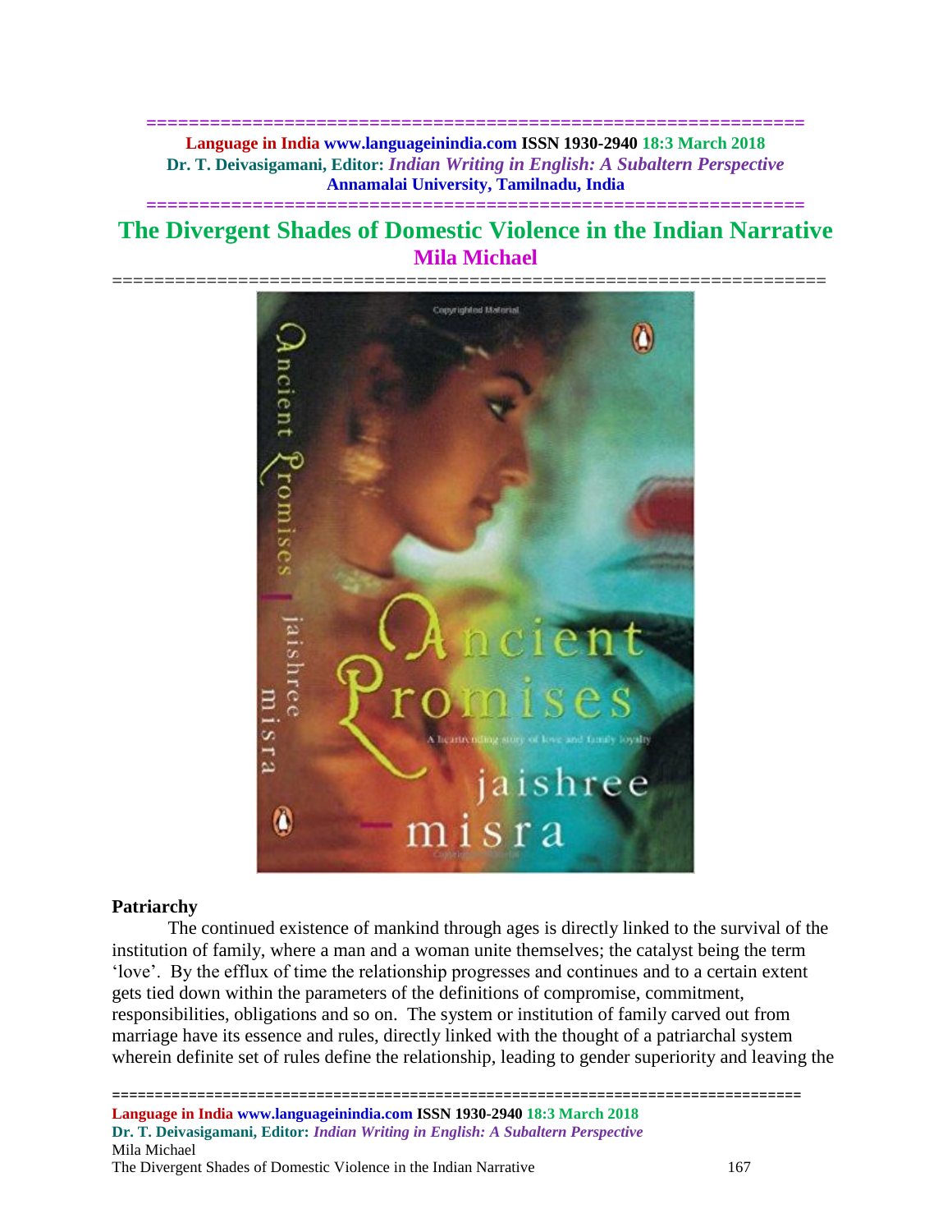# The Divergent Shades of Domestic Violence in the Indian Narrative

## Mila Michael

## Patriarchy

The continued existence of mankind through ages is directly linked to the survival of the institution of family, where a man and a woman unite themselves; the catalyst being the term 'love'. By the efflux of time the relationship progresses and continues and to a certain extent gets tied down within the parameters of the definitions of compromise, commitment, responsibilities, obligations and so on. The system or institution of family carved out from marriage have its essence and rules, directly linked with the thought of a patriarchal system wherein definite set of rules define the relationship, leading to gender superiority and leaving the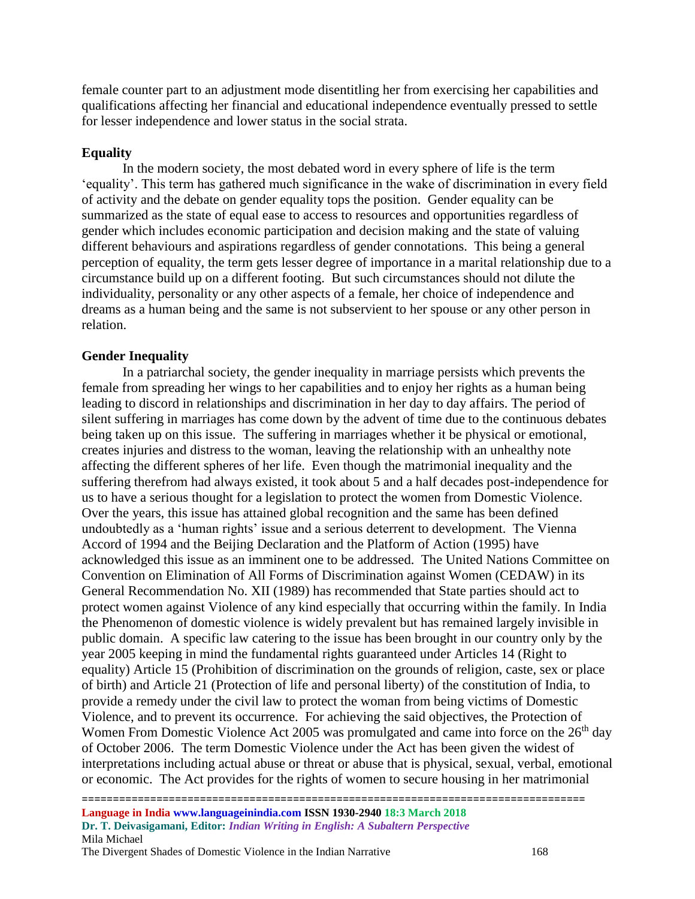female counter part to an adjustment mode disentitling her from exercising her capabilities and qualifications affecting her financial and educational independence eventually pressed to settle for lesser independence and lower status in the social strata.

**Equality**

In the modern society, the most debated word in every sphere of life is the term 'equality'. This term has gathered much significance in the wake of discrimination in every field of activity and the debate on gender equality tops the position. Gender equality can be summarized as the state of equal ease to access to resources and opportunities regardless of gender which includes economic participation and decision making and the state of valuing different behaviours and aspirations regardless of gender connotations. This being a general perception of equality, the term gets lesser degree of importance in a marital relationship due to a circumstance build up on a different footing. But such circumstances should not dilute the individuality, personality or any other aspects of a female, her choice of independence and dreams as a human being and the same is not subservient to her spouse or any other person in relation.

**Gender Inequality**

In a patriarchal society, the gender inequality in marriage persists which prevents the female from spreading her wings to her capabilities and to enjoy her rights as a human being leading to discord in relationships and discrimination in her day to day affairs. The period of silent suffering in marriages has come down by the advent of time due to the continuous debates being taken up on this issue. The suffering in marriages whether it be physical or emotional, creates injuries and distress to the woman, leaving the relationship with an unhealthy note affecting the different spheres of her life. Even though the matrimonial inequality and the suffering therefrom had always existed, it took about 5 and a half decades post-independence for us to have a serious thought for a legislation to protect the women from Domestic Violence. Over the years, this issue has attained global recognition and the same has been defined undoubtedly as a 'human rights' issue and a serious deterrent to development. The Vienna Accord of 1994 and the Beijing Declaration and the Platform of Action (1995) have acknowledged this issue as an imminent one to be addressed. The United Nations Committee on Convention on Elimination of All Forms of Discrimination against Women (CEDAW) in its General Recommendation No. XII (1989) has recommended that State parties should act to protect women against Violence of any kind especially that occurring within the family. In India the Phenomenon of domestic violence is widely prevalent but has remained largely invisible in public domain. A specific law catering to the issue has been brought in our country only by the year 2005 keeping in mind the fundamental rights guaranteed under Articles 14 (Right to equality) Article 15 (Prohibition of discrimination on the grounds of religion, caste, sex or place of birth) and Article 21 (Protection of life and personal liberty) of the constitution of India, to provide a remedy under the civil law to protect the woman from being victims of Domestic Violence, and to prevent its occurrence. For achieving the said objectives, the Protection of Women From Domestic Violence Act 2005 was promulgated and came into force on the 26th day of October 2006. The term Domestic Violence under the Act has been given the widest of interpretations including actual abuse or threat or abuse that is physical, sexual, verbal, emotional or economic. The Act provides for the rights of women to secure housing in her matrimonial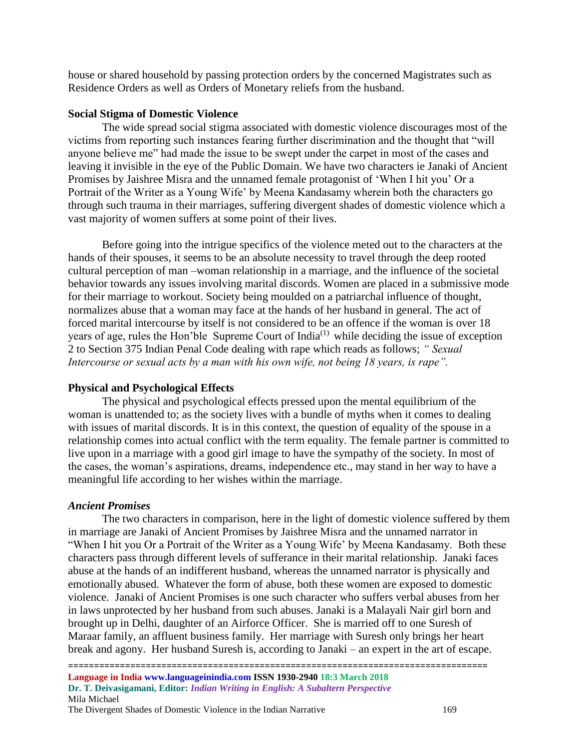house or shared household by passing protection orders by the concerned Magistrates such as Residence Orders as well as Orders of Monetary reliefs from the husband.

### Social Stigma of Domestic Violence

The wide spread social stigma associated with domestic violence discourages most of the victims from reporting such instances fearing further discrimination and the thought that "will anyone believe me" had made the issue to be swept under the carpet in most of the cases and leaving it invisible in the eye of the Public Domain. We have two characters ie Janaki of Ancient Promises by Jaishree Misra and the unnamed female protagonist of 'When I hit you' Or a Portrait of the Writer as a Young Wife' by Meena Kandasamy wherein both the characters go through such trauma in their marriages, suffering divergent shades of domestic violence which a vast majority of women suffers at some point of their lives.

Before going into the intrigue specifics of the violence meted out to the characters at the hands of their spouses, it seems to be an absolute necessity to travel through the deep rooted cultural perception of man –woman relationship in a marriage, and the influence of the societal behavior towards any issues involving marital discords. Women are placed in a submissive mode for their marriage to workout. Society being moulded on a patriarchal influence of thought, normalizes abuse that a woman may face at the hands of her husband in general. The act of forced marital intercourse by itself is not considered to be an offence if the woman is over 18 years of age, rules the Hon'ble Supreme Court of India[1] while deciding the issue of exception 2 to Section 375 Indian Penal Code dealing with rape which reads as follows; *" Sexual Intercourse or sexual acts by a man with his own wife, not being 18 years, is rape".*

### Physical and Psychological Effects

The physical and psychological effects pressed upon the mental equilibrium of the woman is unattended to; as the society lives with a bundle of myths when it comes to dealing with issues of marital discords. It is in this context, the question of equality of the spouse in a relationship comes into actual conflict with the term equality. The female partner is committed to live upon in a marriage with a good girl image to have the sympathy of the society. In most of the cases, the woman's aspirations, dreams, independence etc., may stand in her way to have a meaningful life according to her wishes within the marriage.

### *Ancient Promises*

The two characters in comparison, here in the light of domestic violence suffered by them in marriage are Janaki of Ancient Promises by Jaishree Misra and the unnamed narrator in "When I hit you Or a Portrait of the Writer as a Young Wife' by Meena Kandasamy. Both these characters pass through different levels of sufferance in their marital relationship. Janaki faces abuse at the hands of an indifferent husband, whereas the unnamed narrator is physically and emotionally abused. Whatever the form of abuse, both these women are exposed to domestic violence. Janaki of Ancient Promises is one such character who suffers verbal abuses from her in laws unprotected by her husband from such abuses. Janaki is a Malayali Nair girl born and brought up in Delhi, daughter of an Airforce Officer. She is married off to one Suresh of Maraar family, an affluent business family. Her marriage with Suresh only brings her heart break and agony. Her husband Suresh is, according to Janaki – an expert in the art of escape.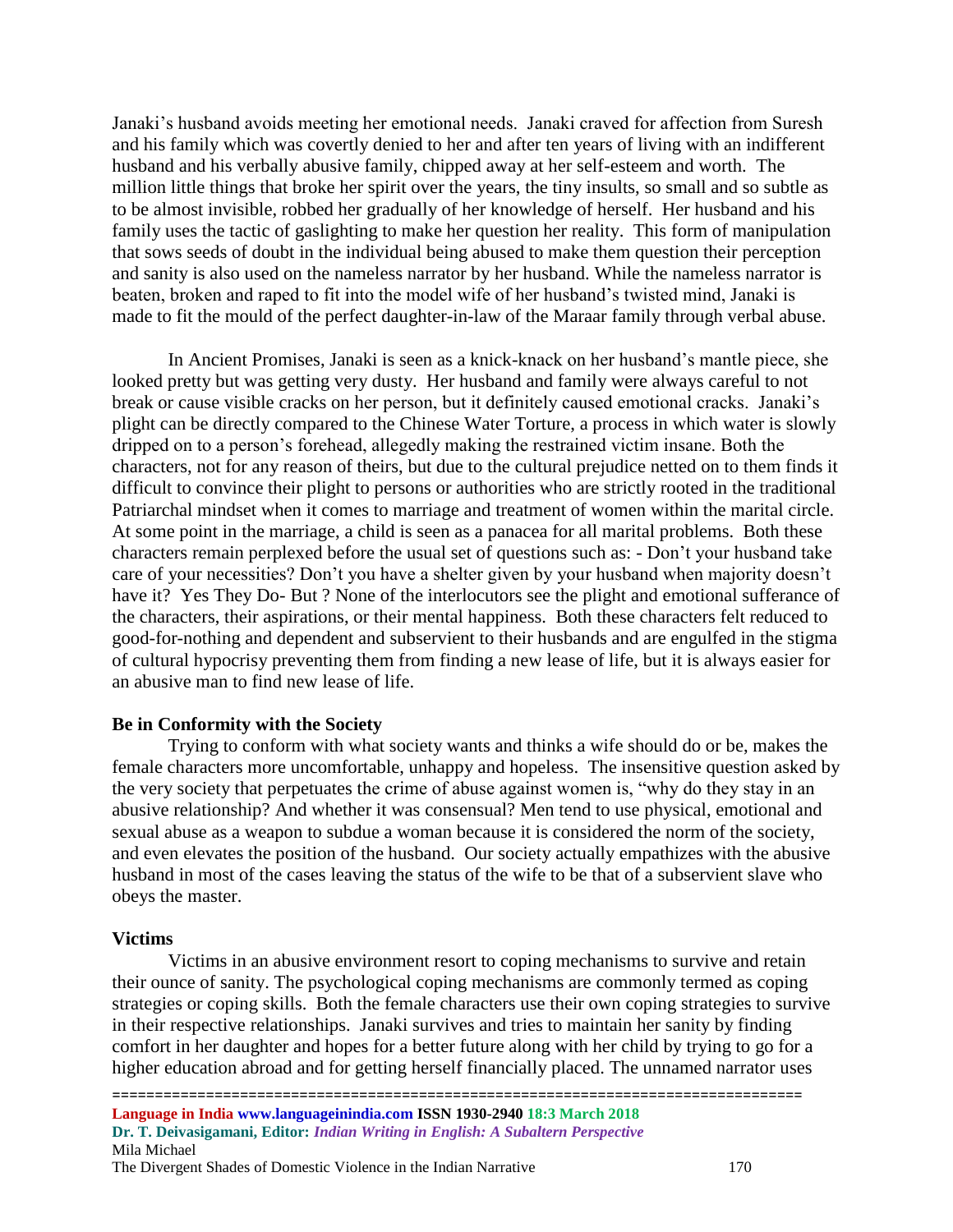Janaki's husband avoids meeting her emotional needs. Janaki craved for affection from Suresh and his family which was covertly denied to her and after ten years of living with an indifferent husband and his verbally abusive family, chipped away at her self-esteem and worth. The million little things that broke her spirit over the years, the tiny insults, so small and so subtle as to be almost invisible, robbed her gradually of her knowledge of herself. Her husband and his family uses the tactic of gaslighting to make her question her reality. This form of manipulation that sows seeds of doubt in the individual being abused to make them question their perception and sanity is also used on the nameless narrator by her husband. While the nameless narrator is beaten, broken and raped to fit into the model wife of her husband's twisted mind, Janaki is made to fit the mould of the perfect daughter-in-law of the Maraar family through verbal abuse.

In Ancient Promises, Janaki is seen as a knick-knack on her husband's mantle piece, she looked pretty but was getting very dusty. Her husband and family were always careful to not break or cause visible cracks on her person, but it definitely caused emotional cracks. Janaki's plight can be directly compared to the Chinese Water Torture, a process in which water is slowly dripped on to a person's forehead, allegedly making the restrained victim insane. Both the characters, not for any reason of theirs, but due to the cultural prejudice netted on to them finds it difficult to convince their plight to persons or authorities who are strictly rooted in the traditional Patriarchal mindset when it comes to marriage and treatment of women within the marital circle. At some point in the marriage, a child is seen as a panacea for all marital problems. Both these characters remain perplexed before the usual set of questions such as: - Don't your husband take care of your necessities? Don't you have a shelter given by your husband when majority doesn't have it? Yes They Do- But ? None of the interlocutors see the plight and emotional sufferance of the characters, their aspirations, or their mental happiness. Both these characters felt reduced to good-for-nothing and dependent and subservient to their husbands and are engulfed in the stigma of cultural hypocrisy preventing them from finding a new lease of life, but it is always easier for an abusive man to find new lease of life.

**Be in Conformity with the Society**

Trying to conform with what society wants and thinks a wife should do or be, makes the female characters more uncomfortable, unhappy and hopeless. The insensitive question asked by the very society that perpetuates the crime of abuse against women is, "why do they stay in an abusive relationship? And whether it was consensual? Men tend to use physical, emotional and sexual abuse as a weapon to subdue a woman because it is considered the norm of the society, and even elevates the position of the husband. Our society actually empathizes with the abusive husband in most of the cases leaving the status of the wife to be that of a subservient slave who obeys the master.

**Victims**

Victims in an abusive environment resort to coping mechanisms to survive and retain their ounce of sanity. The psychological coping mechanisms are commonly termed as coping strategies or coping skills. Both the female characters use their own coping strategies to survive in their respective relationships. Janaki survives and tries to maintain her sanity by finding comfort in her daughter and hopes for a better future along with her child by trying to go for a higher education abroad and for getting herself financially placed. The unnamed narrator uses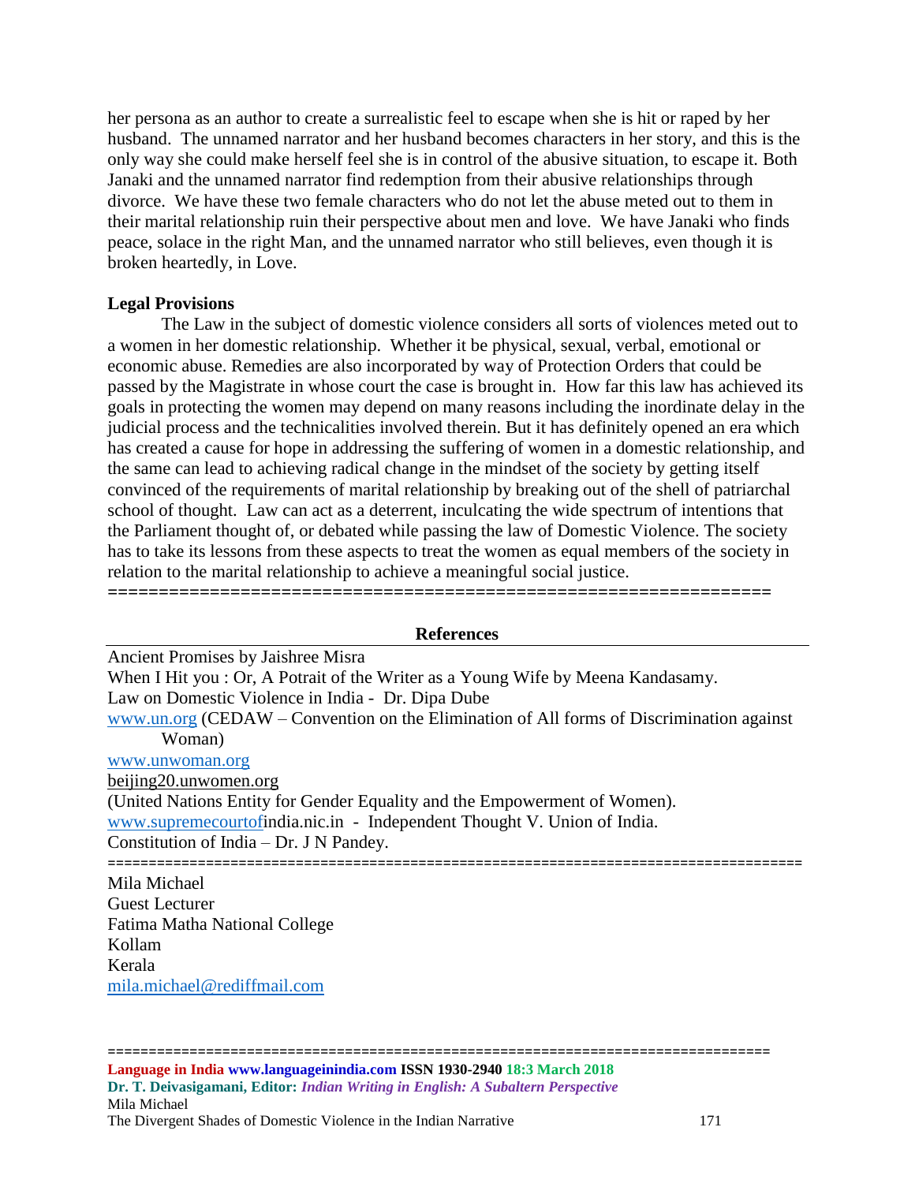her persona as an author to create a surrealistic feel to escape when she is hit or raped by her husband. The unnamed narrator and her husband becomes characters in her story, and this is the only way she could make herself feel she is in control of the abusive situation, to escape it. Both Janaki and the unnamed narrator find redemption from their abusive relationships through divorce. We have these two female characters who do not let the abuse meted out to them in their marital relationship ruin their perspective about men and love. We have Janaki who finds peace, solace in the right Man, and the unnamed narrator who still believes, even though it is broken heartedly, in Love.

**Legal Provisions**

The Law in the subject of domestic violence considers all sorts of violences meted out to a women in her domestic relationship. Whether it be physical, sexual, verbal, emotional or economic abuse. Remedies are also incorporated by way of Protection Orders that could be passed by the Magistrate in whose court the case is brought in. How far this law has achieved its goals in protecting the women may depend on many reasons including the inordinate delay in the judicial process and the technicalities involved therein. But it has definitely opened an era which has created a cause for hope in addressing the suffering of women in a domestic relationship, and the same can lead to achieving radical change in the mindset of the society by getting itself convinced of the requirements of marital relationship by breaking out of the shell of patriarchal school of thought. Law can act as a deterrent, inculcating the wide spectrum of intentions that the Parliament thought of, or debated while passing the law of Domestic Violence. The society has to take its lessons from these aspects to treat the women as equal members of the society in relation to the marital relationship to achieve a meaningful social justice.

=================================================================

**References**

Ancient Promises by Jaishree Misra
When I Hit you : Or, A Potrait of the Writer as a Young Wife by Meena Kandasamy.
Law on Domestic Violence in India - Dr. Dipa Dube
www.un.org (CEDAW – Convention on the Elimination of All forms of Discrimination against Woman)
www.unwoman.org
beijing20.unwomen.org
(United Nations Entity for Gender Equality and the Empowerment of Women).
www.supremecourtofindia.nic.in - Independent Thought V. Union of India.
Constitution of India – Dr. J N Pandey.

=================================================================

Mila Michael
Guest Lecturer
Fatima Matha National College
Kollam
Kerala
mila.michael@rediffmail.com